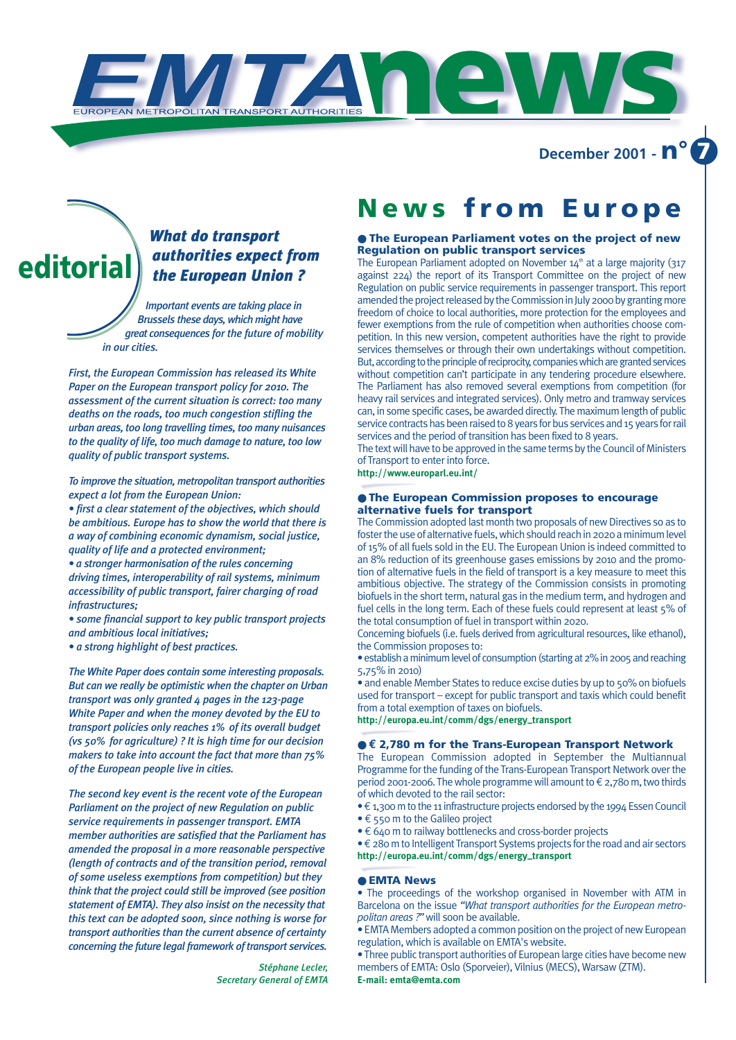# EMTA news

EUROPEAN METROPOLITAN TRANSPORT AUTHORITIES

December 2001 - n° 7

## editorial

### *What do transport authorities expect from the European Union ?*

*Important events are taking place in Brussels these days, which might have great consequences for the future of mobility in our cities.*

*First, the European Commission has released its White Paper on the European transport policy for 2010. The assessment of the current situation is correct: too many deaths on the roads, too much congestion stifling the urban areas, too long travelling times, too many nuisances to the quality of life, too much damage to nature, too low quality of public transport systems.*

*To improve the situation, metropolitan transport authorities expect a lot from the European Union:*

- *first a clear statement of the objectives, which should be ambitious. Europe has to show the world that there is a way of combining economic dynamism, social justice, quality of life and a protected environment;*
- *a stronger harmonisation of the rules concerning driving times, interoperability of rail systems, minimum accessibility of public transport, fairer charging of road infrastructures;*
- *some financial support to key public transport projects and ambitious local initiatives;*
- *a strong highlight of best practices.*

*The White Paper does contain some interesting proposals. But can we really be optimistic when the chapter on Urban transport was only granted 4 pages in the 123-page White Paper and when the money devoted by the EU to transport policies only reaches 1% of its overall budget (vs 50% for agriculture) ? It is high time for our decision makers to take into account the fact that more than 75% of the European people live in cities.*

*The second key event is the recent vote of the European Parliament on the project of new Regulation on public service requirements in passenger transport. EMTA member authorities are satisfied that the Parliament has amended the proposal in a more reasonable perspective (length of contracts and of the transition period, removal of some useless exemptions from competition) but they think that the project could still be improved (see position statement of EMTA). They also insist on the necessity that this text can be adopted soon, since nothing is worse for transport authorities than the current absence of certainty concerning the future legal framework of transport services.*

*Stéphane Lecler,*
*Secretary General of EMTA*

## News from Europe

### ● The European Parliament votes on the project of new Regulation on public transport services

The European Parliament adopted on November 14th at a large majority (317 against 224) the report of its Transport Committee on the project of new Regulation on public service requirements in passenger transport. This report amended the project released by the Commission in July 2000 by granting more freedom of choice to local authorities, more protection for the employees and fewer exemptions from the rule of competition when authorities choose competition. In this new version, competent authorities have the right to provide services themselves or through their own undertakings without competition. But, according to the principle of reciprocity, companies which are granted services without competition can't participate in any tendering procedure elsewhere. The Parliament has also removed several exemptions from competition (for heavy rail services and integrated services). Only metro and tramway services can, in some specific cases, be awarded directly. The maximum length of public service contracts has been raised to 8 years for bus services and 15 years for rail services and the period of transition has been fixed to 8 years.
The text will have to be approved in the same terms by the Council of Ministers of Transport to enter into force.
**http://www.europarl.eu.int/**

### ● The European Commission proposes to encourage alternative fuels for transport

The Commission adopted last month two proposals of new Directives so as to foster the use of alternative fuels, which should reach in 2020 a minimum level of 15% of all fuels sold in the EU. The European Union is indeed committed to an 8% reduction of its greenhouse gases emissions by 2010 and the promotion of alternative fuels in the field of transport is a key measure to meet this ambitious objective. The strategy of the Commission consists in promoting biofuels in the short term, natural gas in the medium term, and hydrogen and fuel cells in the long term. Each of these fuels could represent at least 5% of the total consumption of fuel in transport within 2020.
Concerning biofuels (i.e. fuels derived from agricultural resources, like ethanol), the Commission proposes to:

- establish a minimum level of consumption (starting at 2% in 2005 and reaching 5,75% in 2010)
- and enable Member States to reduce excise duties by up to 50% on biofuels used for transport – except for public transport and taxis which could benefit from a total exemption of taxes on biofuels.

**http://europa.eu.int/comm/dgs/energy_transport**

### ● € 2,780 m for the Trans-European Transport Network

The European Commission adopted in September the Multiannual Programme for the funding of the Trans-European Transport Network over the period 2001-2006. The whole programme will amount to € 2,780 m, two thirds of which devoted to the rail sector:

- € 1,300 m to the 11 infrastructure projects endorsed by the 1994 Essen Council
- € 550 m to the Galileo project
- € 640 m to railway bottlenecks and cross-border projects
- € 280 m to Intelligent Transport Systems projects for the road and air sectors

**http://europa.eu.int/comm/dgs/energy_transport**

### ● EMTA News

- The proceedings of the workshop organised in November with ATM in Barcelona on the issue *"What transport authorities for the European metropolitan areas ?"* will soon be available.
- EMTA Members adopted a common position on the project of new European regulation, which is available on EMTA's website.
- Three public transport authorities of European large cities have become new members of EMTA: Oslo (Sporveier), Vilnius (MECS), Warsaw (ZTM).

**E-mail: emta@emta.com**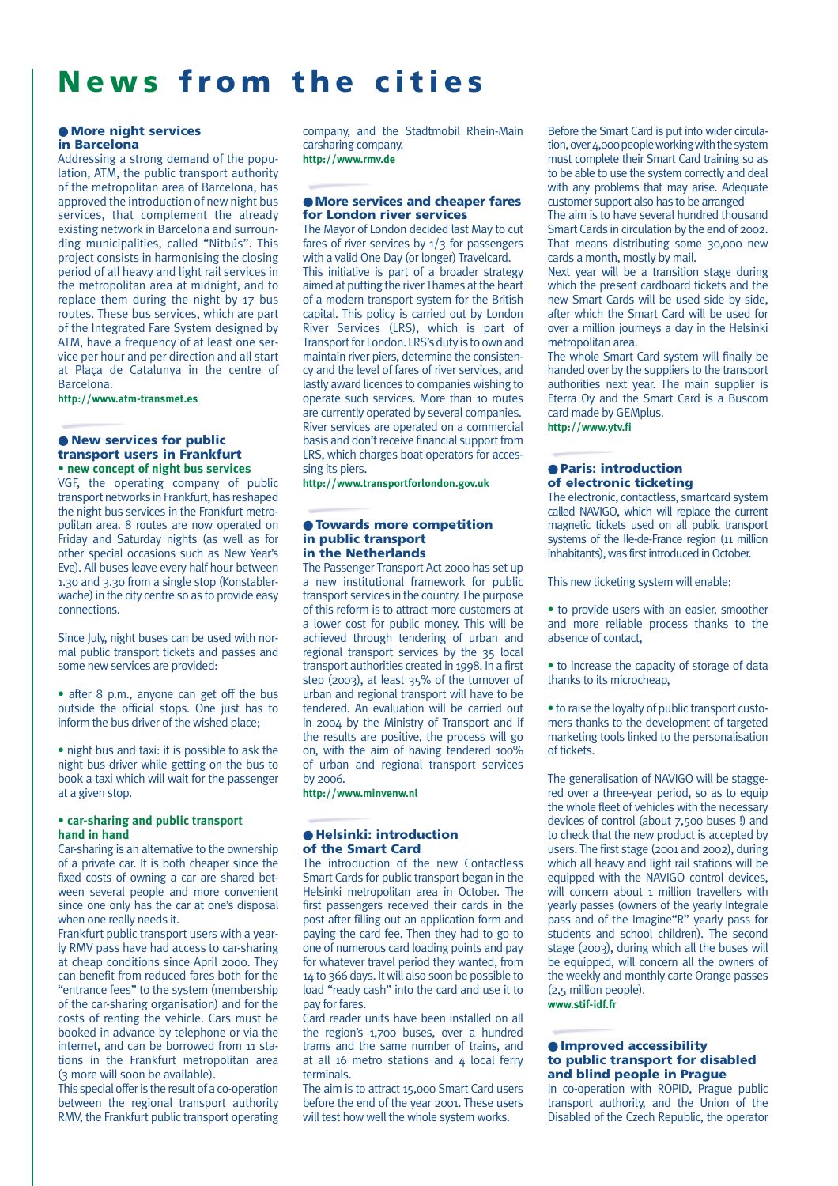# News from the cities

## More night services in Barcelona

Addressing a strong demand of the population, ATM, the public transport authority of the metropolitan area of Barcelona, has approved the introduction of new night bus services, that complement the already existing network in Barcelona and surrounding municipalities, called "Nitbús". This project consists in harmonising the closing period of all heavy and light rail services in the metropolitan area at midnight, and to replace them during the night by 17 bus routes. These bus services, which are part of the Integrated Fare System designed by ATM, have a frequency of at least one service per hour and per direction and all start at Plaça de Catalunya in the centre of Barcelona.

**http://www.atm-transmet.es**

## New services for public transport users in Frankfurt

**• new concept of night bus services**

VGF, the operating company of public transport networks in Frankfurt, has reshaped the night bus services in the Frankfurt metropolitan area. 8 routes are now operated on Friday and Saturday nights (as well as for other special occasions such as New Year's Eve). All buses leave every half hour between 1.30 and 3.30 from a single stop (Konstablerwache) in the city centre so as to provide easy connections.

Since July, night buses can be used with normal public transport tickets and passes and some new services are provided:

- after 8 p.m., anyone can get off the bus outside the official stops. One just has to inform the bus driver of the wished place;

- night bus and taxi: it is possible to ask the night bus driver while getting on the bus to book a taxi which will wait for the passenger at a given stop.

**• car-sharing and public transport hand in hand**

Car-sharing is an alternative to the ownership of a private car. It is both cheaper since the fixed costs of owning a car are shared between several people and more convenient since one only has the car at one's disposal when one really needs it.

Frankfurt public transport users with a yearly RMV pass have had access to car-sharing at cheap conditions since April 2000. They can benefit from reduced fares both for the "entrance fees" to the system (membership of the car-sharing organisation) and for the costs of renting the vehicle. Cars must be booked in advance by telephone or via the internet, and can be borrowed from 11 stations in the Frankfurt metropolitan area (3 more will soon be available).

This special offer is the result of a co-operation between the regional transport authority RMV, the Frankfurt public transport operating company, and the Stadtmobil Rhein-Main carsharing company.

**http://www.rmv.de**

## More services and cheaper fares for London river services

The Mayor of London decided last May to cut fares of river services by 1/3 for passengers with a valid One Day (or longer) Travelcard.

This initiative is part of a broader strategy aimed at putting the river Thames at the heart of a modern transport system for the British capital. This policy is carried out by London River Services (LRS), which is part of Transport for London. LRS's duty is to own and maintain river piers, determine the consistency and the level of fares of river services, and lastly award licences to companies wishing to operate such services. More than 10 routes are currently operated by several companies. River services are operated on a commercial basis and don't receive financial support from LRS, which charges boat operators for accessing its piers.

**http://www.transportforlondon.gov.uk**

## Towards more competition in public transport in the Netherlands

The Passenger Transport Act 2000 has set up a new institutional framework for public transport services in the country. The purpose of this reform is to attract more customers at a lower cost for public money. This will be achieved through tendering of urban and regional transport services by the 35 local transport authorities created in 1998. In a first step (2003), at least 35% of the turnover of urban and regional transport will have to be tendered. An evaluation will be carried out in 2004 by the Ministry of Transport and if the results are positive, the process will go on, with the aim of having tendered 100% of urban and regional transport services by 2006.

**http://www.minvenw.nl**

## Helsinki: introduction of the Smart Card

The introduction of the new Contactless Smart Cards for public transport began in the Helsinki metropolitan area in October. The first passengers received their cards in the post after filling out an application form and paying the card fee. Then they had to go to one of numerous card loading points and pay for whatever travel period they wanted, from 14 to 366 days. It will also soon be possible to load "ready cash" into the card and use it to pay for fares.

Card reader units have been installed on all the region's 1,700 buses, over a hundred trams and the same number of trains, and at all 16 metro stations and 4 local ferry terminals.

The aim is to attract 15,000 Smart Card users before the end of the year 2001. These users will test how well the whole system works.

Before the Smart Card is put into wider circulation, over 4,000 people working with the system must complete their Smart Card training so as to be able to use the system correctly and deal with any problems that may arise. Adequate customer support also has to be arranged

The aim is to have several hundred thousand Smart Cards in circulation by the end of 2002. That means distributing some 30,000 new cards a month, mostly by mail.

Next year will be a transition stage during which the present cardboard tickets and the new Smart Cards will be used side by side, after which the Smart Card will be used for over a million journeys a day in the Helsinki metropolitan area.

The whole Smart Card system will finally be handed over by the suppliers to the transport authorities next year. The main supplier is Eterra Oy and the Smart Card is a Buscom card made by GEMplus.

**http://www.ytv.fi**

## Paris: introduction of electronic ticketing

The electronic, contactless, smartcard system called NAVIGO, which will replace the current magnetic tickets used on all public transport systems of the Ile-de-France region (11 million inhabitants), was first introduced in October.

This new ticketing system will enable:

- to provide users with an easier, smoother and more reliable process thanks to the absence of contact,

- to increase the capacity of storage of data thanks to its microcheap,

- to raise the loyalty of public transport customers thanks to the development of targeted marketing tools linked to the personalisation of tickets.

The generalisation of NAVIGO will be staggered over a three-year period, so as to equip the whole fleet of vehicles with the necessary devices of control (about 7,500 buses !) and to check that the new product is accepted by users. The first stage (2001 and 2002), during which all heavy and light rail stations will be equipped with the NAVIGO control devices, will concern about 1 million travellers with yearly passes (owners of the yearly Integrale pass and of the Imagine"R" yearly pass for students and school children). The second stage (2003), during which all the buses will be equipped, will concern all the owners of the weekly and monthly carte Orange passes (2,5 million people).

**www.stif-idf.fr**

## Improved accessibility to public transport for disabled and blind people in Prague

In co-operation with ROPID, Prague public transport authority, and the Union of the Disabled of the Czech Republic, the operator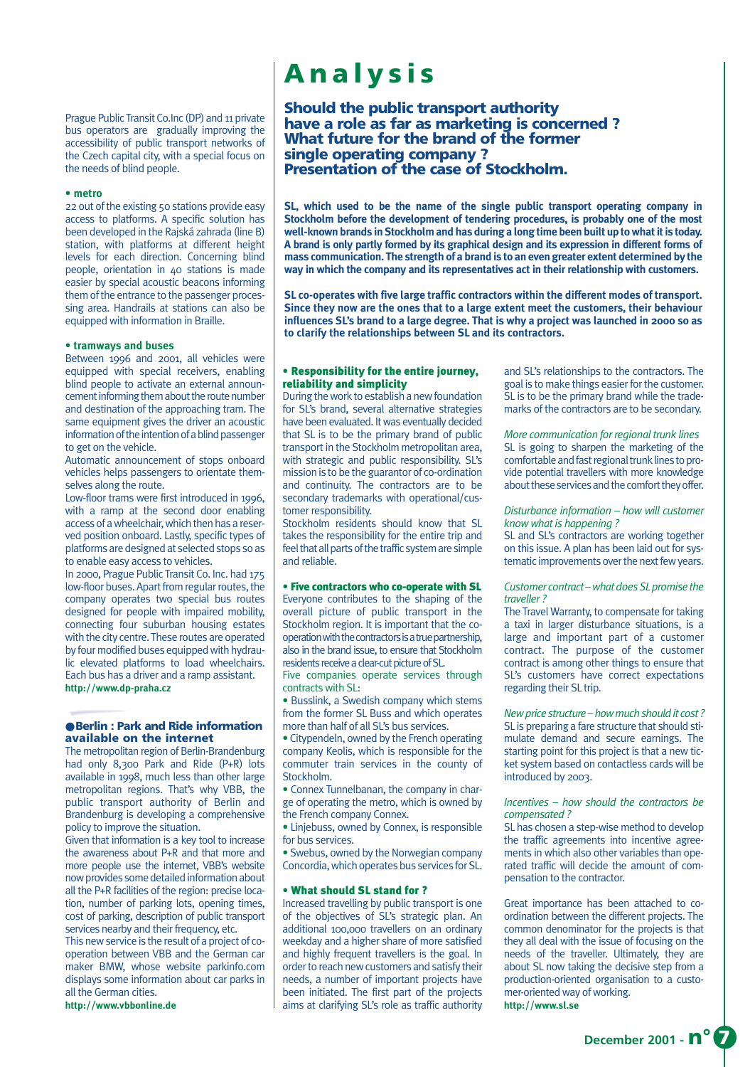Prague Public Transit Co.Inc (DP) and 11 private bus operators are gradually improving the accessibility of public transport networks of the Czech capital city, with a special focus on the needs of blind people.

**• metro**

22 out of the existing 50 stations provide easy access to platforms. A specific solution has been developed in the Rajská zahrada (line B) station, with platforms at different height levels for each direction. Concerning blind people, orientation in 40 stations is made easier by special acoustic beacons informing them of the entrance to the passenger processing area. Handrails at stations can also be equipped with information in Braille.

**• tramways and buses**

Between 1996 and 2001, all vehicles were equipped with special receivers, enabling blind people to activate an external announcement informing them about the route number and destination of the approaching tram. The same equipment gives the driver an acoustic information of the intention of a blind passenger to get on the vehicle.

Automatic announcement of stops onboard vehicles helps passengers to orientate themselves along the route.

Low-floor trams were first introduced in 1996, with a ramp at the second door enabling access of a wheelchair, which then has a reserved position onboard. Lastly, specific types of platforms are designed at selected stops so as to enable easy access to vehicles.

In 2000, Prague Public Transit Co. Inc. had 175 low-floor buses. Apart from regular routes, the company operates two special bus routes designed for people with impaired mobility, connecting four suburban housing estates with the city centre. These routes are operated by four modified buses equipped with hydraulic elevated platforms to load wheelchairs. Each bus has a driver and a ramp assistant.

**http://www.dp-praha.cz**

## ● Berlin : Park and Ride information available on the internet

The metropolitan region of Berlin-Brandenburg had only 8,300 Park and Ride (P+R) lots available in 1998, much less than other large metropolitan regions. That's why VBB, the public transport authority of Berlin and Brandenburg is developing a comprehensive policy to improve the situation.

Given that information is a key tool to increase the awareness about P+R and that more and more people use the internet, VBB's website now provides some detailed information about all the P+R facilities of the region: precise location, number of parking lots, opening times, cost of parking, description of public transport services nearby and their frequency, etc.

This new service is the result of a project of co-operation between VBB and the German car maker BMW, whose website parkinfo.com displays some information about car parks in all the German cities.

**http://www.vbbonline.de**

# Analysis

## Should the public transport authority have a role as far as marketing is concerned ? What future for the brand of the former single operating company ? Presentation of the case of Stockholm.

**SL, which used to be the name of the single public transport operating company in Stockholm before the development of tendering procedures, is probably one of the most well-known brands in Stockholm and has during a long time been built up to what it is today. A brand is only partly formed by its graphical design and its expression in different forms of mass communication. The strength of a brand is to an even greater extent determined by the way in which the company and its representatives act in their relationship with customers.**

**SL co-operates with five large traffic contractors within the different modes of transport. Since they now are the ones that to a large extent meet the customers, their behaviour influences SL's brand to a large degree. That is why a project was launched in 2000 so as to clarify the relationships between SL and its contractors.**

**• Responsibility for the entire journey, reliability and simplicity**

During the work to establish a new foundation for SL's brand, several alternative strategies have been evaluated. It was eventually decided that SL is to be the primary brand of public transport in the Stockholm metropolitan area, with strategic and public responsibility. SL's mission is to be the guarantor of co-ordination and continuity. The contractors are to be secondary trademarks with operational/customer responsibility.

Stockholm residents should know that SL takes the responsibility for the entire trip and feel that all parts of the traffic system are simple and reliable.

**• Five contractors who co-operate with SL**

Everyone contributes to the shaping of the overall picture of public transport in the Stockholm region. It is important that the co-operation with the contractors is a true partnership, also in the brand issue, to ensure that Stockholm residents receive a clear-cut picture of SL.

Five companies operate services through contracts with SL:

• Busslink, a Swedish company which stems from the former SL Buss and which operates more than half of all SL's bus services.

• Citypendeln, owned by the French operating company Keolis, which is responsible for the commuter train services in the county of Stockholm.

• Connex Tunnelbanan, the company in charge of operating the metro, which is owned by the French company Connex.

• Linjebuss, owned by Connex, is responsible for bus services.

• Swebus, owned by the Norwegian company Concordia, which operates bus services for SL.

**• What should SL stand for ?**

Increased travelling by public transport is one of the objectives of SL's strategic plan. An additional 100,000 travellers on an ordinary weekday and a higher share of more satisfied and highly frequent travellers is the goal. In order to reach new customers and satisfy their needs, a number of important projects have been initiated. The first part of the projects aims at clarifying SL's role as traffic authority and SL's relationships to the contractors. The goal is to make things easier for the customer. SL is to be the primary brand while the trademarks of the contractors are to be secondary.

*More communication for regional trunk lines*

SL is going to sharpen the marketing of the comfortable and fast regional trunk lines to provide potential travellers with more knowledge about these services and the comfort they offer.

*Disturbance information – how will customer know what is happening ?*

SL and SL's contractors are working together on this issue. A plan has been laid out for systematic improvements over the next few years.

*Customer contract – what does SL promise the traveller ?*

The Travel Warranty, to compensate for taking a taxi in larger disturbance situations, is a large and important part of a customer contract. The purpose of the customer contract is among other things to ensure that SL's customers have correct expectations regarding their SL trip.

*New price structure – how much should it cost ?*

SL is preparing a fare structure that should stimulate demand and secure earnings. The starting point for this project is that a new ticket system based on contactless cards will be introduced by 2003.

*Incentives – how should the contractors be compensated ?*

SL has chosen a step-wise method to develop the traffic agreements into incentive agreements in which also other variables than operated traffic will decide the amount of compensation to the contractor.

Great importance has been attached to co-ordination between the different projects. The common denominator for the projects is that they all deal with the issue of focusing on the needs of the traveller. Ultimately, they are about SL now taking the decisive step from a production-oriented organisation to a customer-oriented way of working.

**http://www.sl.se**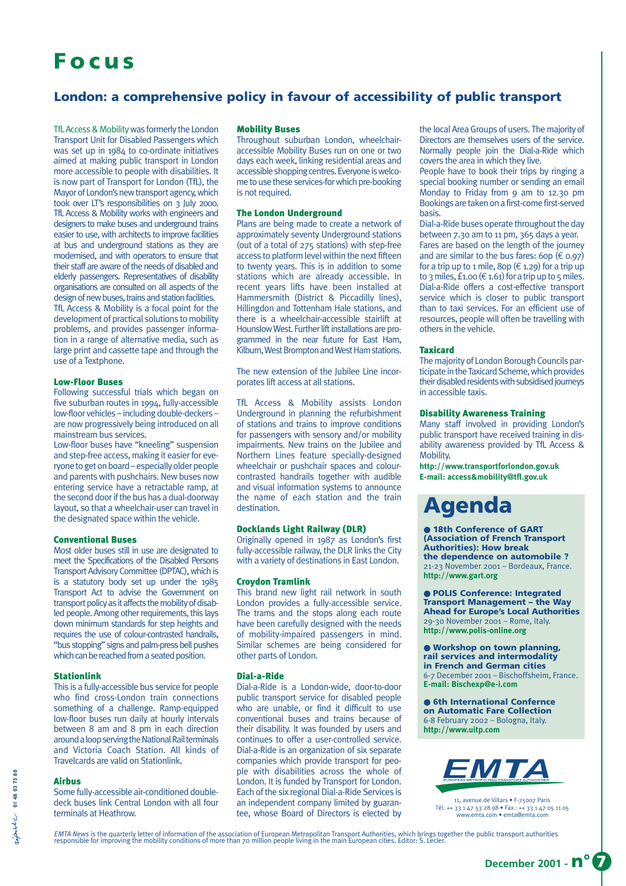# Focus

## London: a comprehensive policy in favour of accessibility of public transport

TfL Access & Mobility was formerly the London Transport Unit for Disabled Passengers which was set up in 1984 to co-ordinate initiatives aimed at making public transport in London more accessible to people with disabilities. It is now part of Transport for London (TfL), the Mayor of London's new transport agency, which took over LT's responsibilities on 3 July 2000. TfL Access & Mobility works with engineers and designers to make buses and underground trains easier to use, with architects to improve facilities at bus and underground stations as they are modernised, and with operators to ensure that their staff are aware of the needs of disabled and elderly passengers. Representatives of disability organisations are consulted on all aspects of the design of new buses, trains and station facilities.
TfL Access & Mobility is a focal point for the development of practical solutions to mobility problems, and provides passenger information in a range of alternative media, such as large print and cassette tape and through the use of a Textphone.

### Low-Floor Buses

Following successful trials which began on five suburban routes in 1994, fully-accessible low-floor vehicles – including double-deckers – are now progressively being introduced on all mainstream bus services.
Low-floor buses have "kneeling" suspension and step-free access, making it easier for everyone to get on board – especially older people and parents with pushchairs. New buses now entering service have a retractable ramp, at the second door if the bus has a dual-doorway layout, so that a wheelchair-user can travel in the designated space within the vehicle.

### Conventional Buses

Most older buses still in use are designated to meet the Specifications of the Disabled Persons Transport Advisory Committee (DPTAC), which is is a statutory body set up under the 1985 Transport Act to advise the Government on transport policy as it affects the mobility of disabled people. Among other requirements, this lays down minimum standards for step heights and requires the use of colour-contrasted handrails, "bus stopping" signs and palm-press bell pushes which can be reached from a seated position.

### Stationlink

This is a fully-accessible bus service for people who find cross-London train connections something of a challenge. Ramp-equipped low-floor buses run daily at hourly intervals between 8 am and 8 pm in each direction around a loop serving the National Rail terminals and Victoria Coach Station. All kinds of Travelcards are valid on Stationlink.

### Airbus

Some fully-accessible air-conditioned double-deck buses link Central London with all four terminals at Heathrow.

### Mobility Buses

Throughout suburban London, wheelchair-accessible Mobility Buses run on one or two days each week, linking residential areas and accessible shopping centres. Everyone is welcome to use these services-for which pre-booking is not required.

### The London Underground

Plans are being made to create a network of approximately seventy Underground stations (out of a total of 275 stations) with step-free access to platform level within the next fifteen to twenty years. This is in addition to some stations which are already accessible. In recent years lifts have been installed at Hammersmith (District & Piccadilly lines), Hillingdon and Tottenham Hale stations, and there is a wheelchair-accessible stairlift at Hounslow West. Further lift installations are programmed in the near future for East Ham, Kilburn, West Brompton and West Ham stations.

The new extension of the Jubilee Line incorporates lift access at all stations.

TfL Access & Mobility assists London Underground in planning the refurbishment of stations and trains to improve conditions for passengers with sensory and/or mobility impairments. New trains on the Jubilee and Northern Lines feature specially-designed wheelchair or pushchair spaces and colour-contrasted handrails together with audible and visual information systems to announce the name of each station and the train destination.

### Docklands Light Railway (DLR)

Originally opened in 1987 as London's first fully-accessible railway, the DLR links the City with a variety of destinations in East London.

### Croydon Tramlink

This brand new light rail network in south London provides a fully-accessible service. The trams and the stops along each route have been carefully designed with the needs of mobility-impaired passengers in mind. Similar schemes are being considered for other parts of London.

### Dial-a-Ride

Dial-a-Ride is a London-wide, door-to-door public transport service for disabled people who are unable, or find it difficult to use conventional buses and trains because of their disability. It was founded by users and continues to offer a user-controlled service. Dial-a-Ride is an organization of six separate companies which provide transport for people with disabilities across the whole of London. It is funded by Transport for London. Each of the six regional Dial-a-Ride Services is an independent company limited by guarantee, whose Board of Directors is elected by the local Area Groups of users. The majority of Directors are themselves users of the service. Normally people join the Dial-a-Ride which covers the area in which they live.
People have to book their trips by ringing a special booking number or sending an email Monday to Friday from 9 am to 12.30 pm Bookings are taken on a first-come first-served basis.
Dial-a-Ride buses operate throughout the day between 7.30 am to 11 pm, 365 days a year. Fares are based on the length of the journey and are similar to the bus fares: 60p (€ 0.97) for a trip up to 1 mile, 80p (€ 1.29) for a trip up to 3 miles, £1.00 (€ 1.61) for a trip up to 5 miles. Dial-a-Ride offers a cost-effective transport service which is closer to public transport than to taxi services. For an efficient use of resources, people will often be travelling with others in the vehicle.

### Taxicard

The majority of London Borough Councils participate in the Taxicard Scheme, which provides their disabled residents with subsidised journeys in accessible taxis.

### Disability Awareness Training

Many staff involved in providing London's public transport have received training in disability awareness provided by TfL Access & Mobility.

**http://www.transportforlondon.gov.uk**
**E-mail: access&mobility@tfl.gov.uk**

# Agenda

● **18th Conference of GART (Association of French Transport Authorities): How break the dependence on automobile ?**
21-23 November 2001 – Bordeaux, France.
**http://www.gart.org**

● **POLIS Conference: Integrated Transport Management – the Way Ahead for Europe's Local Authorities**
29-30 November 2001 – Rome, Italy.
**http://www.polis-online.org**

● **Workshop on town planning, rail services and intermodality in French and German cities**
6-7 December 2001 – Bischoffsheim, France.
**E-mail: Bischexp@e-i.com**

● **6th International Confernce on Automatic Fare Collection**
6-8 February 2002 – Bologna, Italy.
**http://www.uitp.com**

EMTA – European Metropolitan Transport Authorities

11, avenue de Villars • F-75007 Paris
Tél. ++ 33 1 47 53 28 98 • Fax : ++ 33 1 47 05 11 05
www.emta.com • emta@emta.com

*EMTA News* is the quarterly letter of information of the association of European Metropolitan Transport Authorities, which brings together the public transport authorities responsible for improving the mobility conditions of more than 70 million people living in the main European cities. Editor: S. Lecler.

December 2001 - n° 7